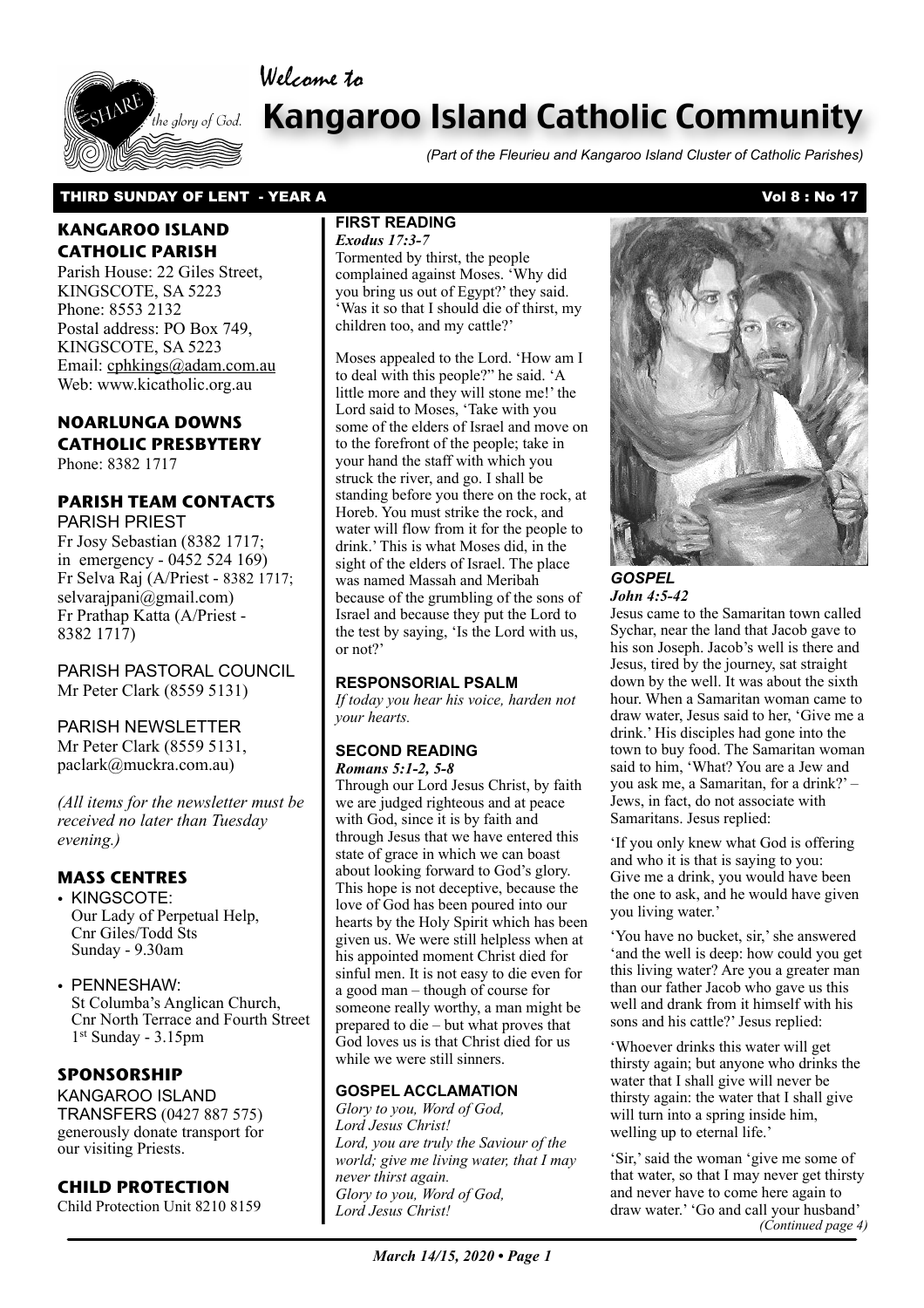Welcome to

# Kangaroo Island Catholic Community

*(Part of the Fleurieu and Kangaroo Island Cluster of Catholic Parishes)*

**THIRD SUNDAY OF LENT - YEAR A** **Vol 8 : No 17**

## KANGAROO ISLAND CATHOLIC PARISH

Parish House: 22 Giles Street, KINGSCOTE, SA 5223
Phone: 8553 2132
Postal address: PO Box 749, KINGSCOTE, SA 5223
Email: cphkings@adam.com.au
Web: www.kicatholic.org.au

## NOARLUNGA DOWNS CATHOLIC PRESBYTERY

Phone: 8382 1717

## PARISH TEAM CONTACTS

PARISH PRIEST
Fr Josy Sebastian (8382 1717; in emergency - 0452 524 169)
Fr Selva Raj (A/Priest - 8382 1717; selvarajpani@gmail.com)
Fr Prathap Katta (A/Priest - 8382 1717)

PARISH PASTORAL COUNCIL
Mr Peter Clark (8559 5131)

PARISH NEWSLETTER
Mr Peter Clark (8559 5131, paclark@muckra.com.au)

*(All items for the newsletter must be received no later than Tuesday evening.)*

## MASS CENTRES

- KINGSCOTE:
  Our Lady of Perpetual Help, Cnr Giles/Todd Sts
  Sunday - 9.30am
- PENNESHAW:
  St Columba's Anglican Church, Cnr North Terrace and Fourth Street
  1st Sunday - 3.15pm

## SPONSORSHIP

KANGAROO ISLAND TRANSFERS (0427 887 575) generously donate transport for our visiting Priests.

## CHILD PROTECTION

Child Protection Unit 8210 8159

### FIRST READING

*Exodus 17:3-7*

Tormented by thirst, the people complained against Moses. 'Why did you bring us out of Egypt?' they said. 'Was it so that I should die of thirst, my children too, and my cattle?'

Moses appealed to the Lord. 'How am I to deal with this people?" he said. 'A little more and they will stone me!' the Lord said to Moses, 'Take with you some of the elders of Israel and move on to the forefront of the people; take in your hand the staff with which you struck the river, and go. I shall be standing before you there on the rock, at Horeb. You must strike the rock, and water will flow from it for the people to drink.' This is what Moses did, in the sight of the elders of Israel. The place was named Massah and Meribah because of the grumbling of the sons of Israel and because they put the Lord to the test by saying, 'Is the Lord with us, or not?'

### RESPONSORIAL PSALM

*If today you hear his voice, harden not your hearts.*

### SECOND READING

*Romans 5:1-2, 5-8*

Through our Lord Jesus Christ, by faith we are judged righteous and at peace with God, since it is by faith and through Jesus that we have entered this state of grace in which we can boast about looking forward to God's glory. This hope is not deceptive, because the love of God has been poured into our hearts by the Holy Spirit which has been given us. We were still helpless when at his appointed moment Christ died for sinful men. It is not easy to die even for a good man – though of course for someone really worthy, a man might be prepared to die – but what proves that God loves us is that Christ died for us while we were still sinners.

### GOSPEL ACCLAMATION

*Glory to you, Word of God,*
*Lord Jesus Christ!*
*Lord, you are truly the Saviour of the world; give me living water, that I may never thirst again.*
*Glory to you, Word of God,*
*Lord Jesus Christ!*

### GOSPEL

*John 4:5-42*

Jesus came to the Samaritan town called Sychar, near the land that Jacob gave to his son Joseph. Jacob's well is there and Jesus, tired by the journey, sat straight down by the well. It was about the sixth hour. When a Samaritan woman came to draw water, Jesus said to her, 'Give me a drink.' His disciples had gone into the town to buy food. The Samaritan woman said to him, 'What? You are a Jew and you ask me, a Samaritan, for a drink?' – Jews, in fact, do not associate with Samaritans. Jesus replied:

'If you only knew what God is offering and who it is that is saying to you: Give me a drink, you would have been the one to ask, and he would have given you living water.'

'You have no bucket, sir,' she answered 'and the well is deep: how could you get this living water? Are you a greater man than our father Jacob who gave us this well and drank from it himself with his sons and his cattle?' Jesus replied:

'Whoever drinks this water will get thirsty again; but anyone who drinks the water that I shall give will never be thirsty again: the water that I shall give will turn into a spring inside him, welling up to eternal life.'

'Sir,' said the woman 'give me some of that water, so that I may never get thirsty and never have to come here again to draw water.' 'Go and call your husband'

*(Continued page 4)*

*March 14/15, 2020*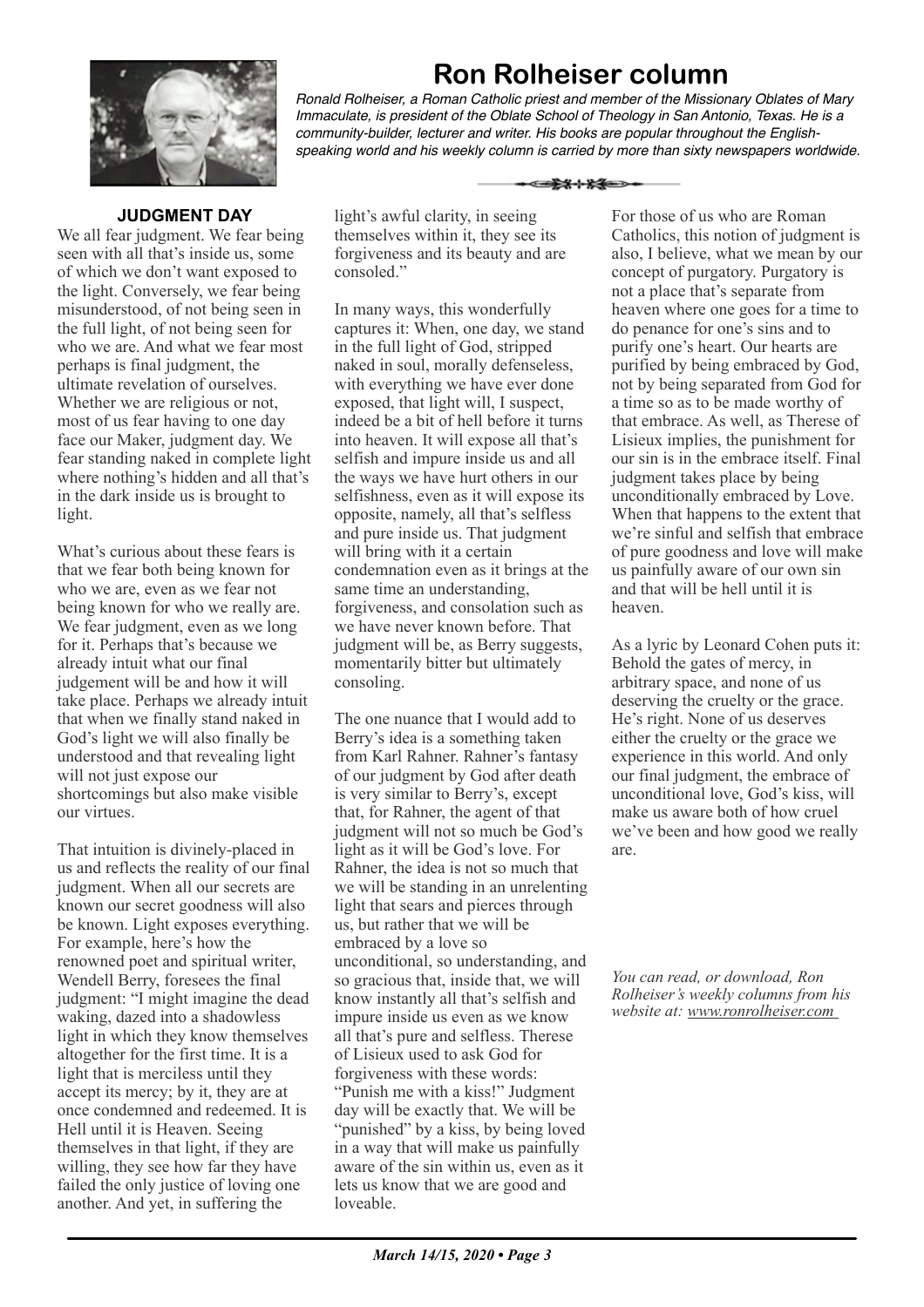# Ron Rolheiser column

*Ronald Rolheiser, a Roman Catholic priest and member of the Missionary Oblates of Mary Immaculate, is president of the Oblate School of Theology in San Antonio, Texas. He is a community-builder, lecturer and writer. His books are popular throughout the English-speaking world and his weekly column is carried by more than sixty newspapers worldwide.*

## JUDGMENT DAY

We all fear judgment. We fear being seen with all that's inside us, some of which we don't want exposed to the light. Conversely, we fear being misunderstood, of not being seen in the full light, of not being seen for who we are. And what we fear most perhaps is final judgment, the ultimate revelation of ourselves. Whether we are religious or not, most of us fear having to one day face our Maker, judgment day. We fear standing naked in complete light where nothing's hidden and all that's in the dark inside us is brought to light.

What's curious about these fears is that we fear both being known for who we are, even as we fear not being known for who we really are. We fear judgment, even as we long for it. Perhaps that's because we already intuit what our final judgement will be and how it will take place. Perhaps we already intuit that when we finally stand naked in God's light we will also finally be understood and that revealing light will not just expose our shortcomings but also make visible our virtues.

That intuition is divinely-placed in us and reflects the reality of our final judgment. When all our secrets are known our secret goodness will also be known. Light exposes everything. For example, here's how the renowned poet and spiritual writer, Wendell Berry, foresees the final judgment: "I might imagine the dead waking, dazed into a shadowless light in which they know themselves altogether for the first time. It is a light that is merciless until they accept its mercy; by it, they are at once condemned and redeemed. It is Hell until it is Heaven. Seeing themselves in that light, if they are willing, they see how far they have failed the only justice of loving one another. And yet, in suffering the light's awful clarity, in seeing themselves within it, they see its forgiveness and its beauty and are consoled."

In many ways, this wonderfully captures it: When, one day, we stand in the full light of God, stripped naked in soul, morally defenseless, with everything we have ever done exposed, that light will, I suspect, indeed be a bit of hell before it turns into heaven. It will expose all that's selfish and impure inside us and all the ways we have hurt others in our selfishness, even as it will expose its opposite, namely, all that's selfless and pure inside us. That judgment will bring with it a certain condemnation even as it brings at the same time an understanding, forgiveness, and consolation such as we have never known before. That judgment will be, as Berry suggests, momentarily bitter but ultimately consoling.

The one nuance that I would add to Berry's idea is something taken from Karl Rahner. Rahner's fantasy of our judgment by God after death is very similar to Berry's, except that, for Rahner, the agent of that judgment will not so much be God's light as it will be God's love. For Rahner, the idea is not so much that we will be standing in an unrelenting light that sears and pierces through us, but rather that we will be embraced by a love so unconditional, so understanding, and so gracious that, inside that, we will know instantly all that's selfish and impure inside us even as we know all that's pure and selfless. Therese of Lisieux used to ask God for forgiveness with these words: "Punish me with a kiss!" Judgment day will be exactly that. We will be "punished" by a kiss, by being loved in a way that will make us painfully aware of the sin within us, even as it lets us know that we are good and loveable.

For those of us who are Roman Catholics, this notion of judgment is also, I believe, what we mean by our concept of purgatory. Purgatory is not a place that's separate from heaven where one goes for a time to do penance for one's sins and to purify one's heart. Our hearts are purified by being embraced by God, not by being separated from God for a time so as to be made worthy of that embrace. As well, as Therese of Lisieux implies, the punishment for our sin is in the embrace itself. Final judgment takes place by being unconditionally embraced by Love. When that happens to the extent that we're sinful and selfish that embrace of pure goodness and love will make us painfully aware of our own sin and that will be hell until it is heaven.

As a lyric by Leonard Cohen puts it: Behold the gates of mercy, in arbitrary space, and none of us deserving the cruelty or the grace. He's right. None of us deserves either the cruelty or the grace we experience in this world. And only our final judgment, the embrace of unconditional love, God's kiss, will make us aware both of how cruel we've been and how good we really are.

*You can read, or download, Ron Rolheiser's weekly columns from his website at: www.ronrolheiser.com*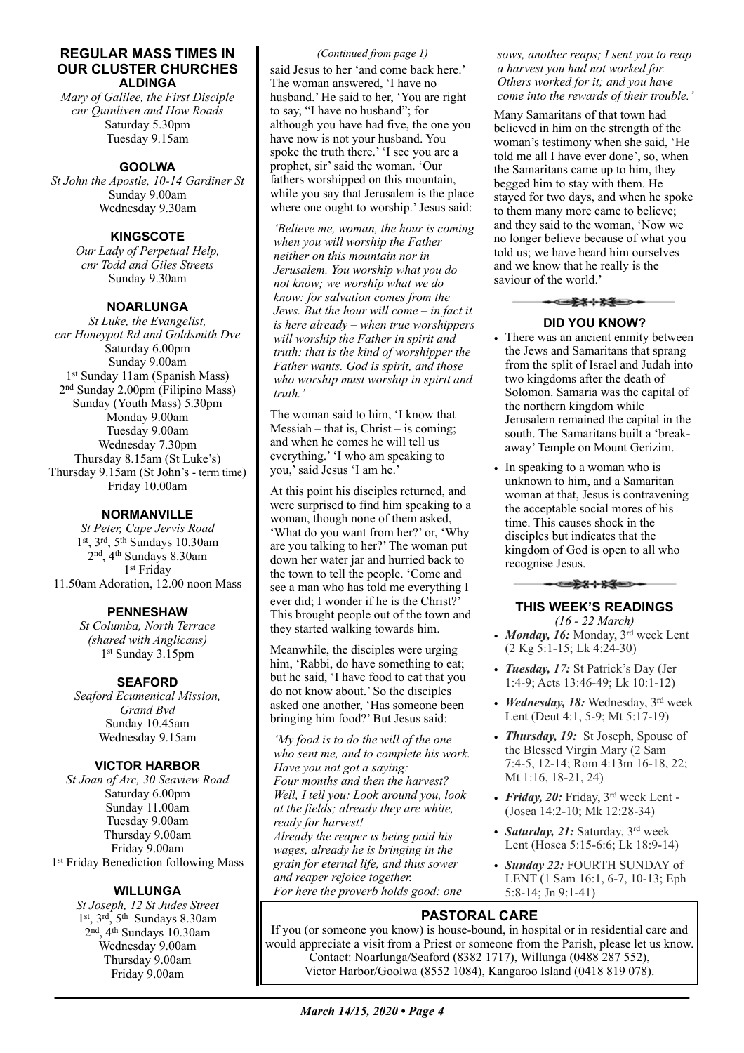## REGULAR MASS TIMES IN OUR CLUSTER CHURCHES

### ALDINGA

*Mary of Galilee, the First Disciple*
*cnr Quinliven and How Roads*
Saturday 5.30pm
Tuesday 9.15am

### GOOLWA

*St John the Apostle, 10-14 Gardiner St*
Sunday 9.00am
Wednesday 9.30am

### KINGSCOTE

*Our Lady of Perpetual Help,*
*cnr Todd and Giles Streets*
Sunday 9.30am

### NOARLUNGA

*St Luke, the Evangelist,*
*cnr Honeypot Rd and Goldsmith Dve*
Saturday 6.00pm
Sunday 9.00am
1st Sunday 11am (Spanish Mass)
2nd Sunday 2.00pm (Filipino Mass)
Sunday (Youth Mass) 5.30pm
Monday 9.00am
Tuesday 9.00am
Wednesday 7.30pm
Thursday 8.15am (St Luke's)
Thursday 9.15am (St John's - term time)
Friday 10.00am

### NORMANVILLE

*St Peter, Cape Jervis Road*
1st, 3rd, 5th Sundays 10.30am
2nd, 4th Sundays 8.30am
1st Friday
11.50am Adoration, 12.00 noon Mass

### PENNESHAW

*St Columba, North Terrace*
*(shared with Anglicans)*
1st Sunday 3.15pm

### SEAFORD

*Seaford Ecumenical Mission,*
*Grand Bvd*
Sunday 10.45am
Wednesday 9.15am

### VICTOR HARBOR

*St Joan of Arc, 30 Seaview Road*
Saturday 6.00pm
Sunday 11.00am
Tuesday 9.00am
Thursday 9.00am
Friday 9.00am
1st Friday Benediction following Mass

### WILLUNGA

*St Joseph, 12 St Judes Street*
1st, 3rd, 5th Sundays 8.30am
2nd, 4th Sundays 10.30am
Wednesday 9.00am
Thursday 9.00am
Friday 9.00am

*(Continued from page 1)*

said Jesus to her 'and come back here.' The woman answered, 'I have no husband.' He said to her, 'You are right to say, "I have no husband"; for although you have had five, the one you have now is not your husband. You spoke the truth there.' 'I see you are a prophet, sir' said the woman. 'Our fathers worshipped on this mountain, while you say that Jerusalem is the place where one ought to worship.' Jesus said:

*'Believe me, woman, the hour is coming when you will worship the Father neither on this mountain nor in Jerusalem. You worship what you do not know; we worship what we do know: for salvation comes from the Jews. But the hour will come – in fact it is here already – when true worshippers will worship the Father in spirit and truth: that is the kind of worshipper the Father wants. God is spirit, and those who worship must worship in spirit and truth.'*

The woman said to him, 'I know that Messiah – that is, Christ – is coming; and when he comes he will tell us everything.' 'I who am speaking to you,' said Jesus 'I am he.'

At this point his disciples returned, and were surprised to find him speaking to a woman, though none of them asked, 'What do you want from her?' or, 'Why are you talking to her?' The woman put down her water jar and hurried back to the town to tell the people. 'Come and see a man who has told me everything I ever did; I wonder if he is the Christ?' This brought people out of the town and they started walking towards him.

Meanwhile, the disciples were urging him, 'Rabbi, do have something to eat; but he said, 'I have food to eat that you do not know about.' So the disciples asked one another, 'Has someone been bringing him food?' But Jesus said:

*'My food is to do the will of the one who sent me, and to complete his work. Have you not got a saying:*
*Four months and then the harvest? Well, I tell you: Look around you, look at the fields; already they are white, ready for harvest!*
*Already the reaper is being paid his wages, already he is bringing in the grain for eternal life, and thus sower and reaper rejoice together.*
*For here the proverb holds good: one sows, another reaps; I sent you to reap a harvest you had not worked for. Others worked for it; and you have come into the rewards of their trouble.'*

Many Samaritans of that town had believed in him on the strength of the woman's testimony when she said, 'He told me all I have ever done', so, when the Samaritans came up to him, they begged him to stay with them. He stayed for two days, and when he spoke to them many more came to believe; and they said to the woman, 'Now we no longer believe because of what you told us; we have heard him ourselves and we know that he really is the saviour of the world.'

### DID YOU KNOW?

- There was an ancient enmity between the Jews and Samaritans that sprang from the split of Israel and Judah into two kingdoms after the death of Solomon. Samaria was the capital of the northern kingdom while Jerusalem remained the capital in the south. The Samaritans built a 'break-away' Temple on Mount Gerizim.
- In speaking to a woman who is unknown to him, and a Samaritan woman at that, Jesus is contravening the acceptable social mores of his time. This causes shock in the disciples but indicates that the kingdom of God is open to all who recognise Jesus.

### THIS WEEK'S READINGS

*(16 - 22 March)*

- ***Monday, 16:*** Monday, 3rd week Lent (2 Kg 5:1-15; Lk 4:24-30)
- ***Tuesday, 17:*** St Patrick's Day (Jer 1:4-9; Acts 13:46-49; Lk 10:1-12)
- ***Wednesday, 18:*** Wednesday, 3rd week Lent (Deut 4:1, 5-9; Mt 5:17-19)
- ***Thursday, 19:*** St Joseph, Spouse of the Blessed Virgin Mary (2 Sam 7:4-5, 12-14; Rom 4:13m 16-18, 22; Mt 1:16, 18-21, 24)
- ***Friday, 20:*** Friday, 3rd week Lent - (Josea 14:2-10; Mk 12:28-34)
- ***Saturday, 21:*** Saturday, 3rd week Lent (Hosea 5:15-6:6; Lk 18:9-14)
- ***Sunday 22:*** FOURTH SUNDAY of LENT (1 Sam 16:1, 6-7, 10-13; Eph 5:8-14; Jn 9:1-41)

### PASTORAL CARE

If you (or someone you know) is house-bound, in hospital or in residential care and would appreciate a visit from a Priest or someone from the Parish, please let us know.
Contact: Noarlunga/Seaford (8382 1717), Willunga (0488 287 552),
Victor Harbor/Goolwa (8552 1084), Kangaroo Island (0418 819 078).